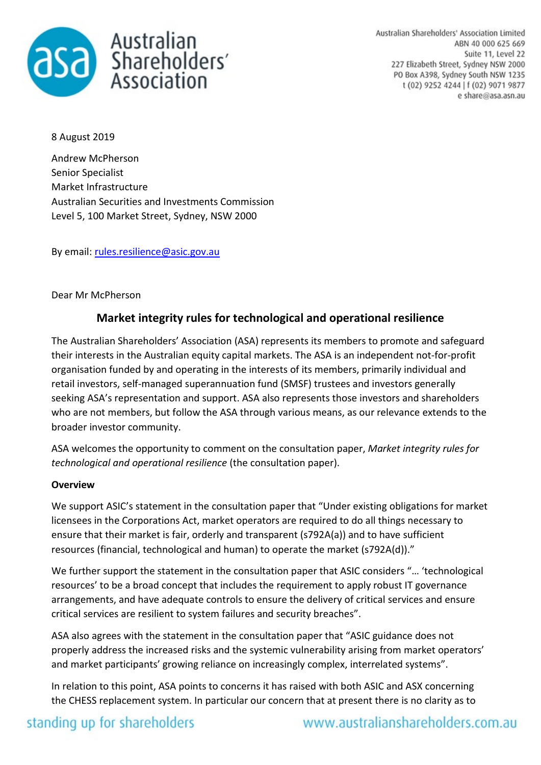Australian Shareholders' Association Limited
ABN 40 000 625 669
Suite 11, Level 22
227 Elizabeth Street, Sydney NSW 2000
PO Box A398, Sydney South NSW 1235
t (02) 9252 4244 | f (02) 9071 9877
e share@asa.asn.au

8 August 2019

Andrew McPherson
Senior Specialist
Market Infrastructure
Australian Securities and Investments Commission
Level 5, 100 Market Street, Sydney, NSW 2000

By email: rules.resilience@asic.gov.au

Dear Mr McPherson

## Market integrity rules for technological and operational resilience

The Australian Shareholders' Association (ASA) represents its members to promote and safeguard their interests in the Australian equity capital markets. The ASA is an independent not-for-profit organisation funded by and operating in the interests of its members, primarily individual and retail investors, self-managed superannuation fund (SMSF) trustees and investors generally seeking ASA's representation and support. ASA also represents those investors and shareholders who are not members, but follow the ASA through various means, as our relevance extends to the broader investor community.

ASA welcomes the opportunity to comment on the consultation paper, *Market integrity rules for technological and operational resilience* (the consultation paper).

**Overview**

We support ASIC's statement in the consultation paper that "Under existing obligations for market licensees in the Corporations Act, market operators are required to do all things necessary to ensure that their market is fair, orderly and transparent (s792A(a)) and to have sufficient resources (financial, technological and human) to operate the market (s792A(d))."

We further support the statement in the consultation paper that ASIC considers "… 'technological resources' to be a broad concept that includes the requirement to apply robust IT governance arrangements, and have adequate controls to ensure the delivery of critical services and ensure critical services are resilient to system failures and security breaches".

ASA also agrees with the statement in the consultation paper that "ASIC guidance does not properly address the increased risks and the systemic vulnerability arising from market operators' and market participants' growing reliance on increasingly complex, interrelated systems".

In relation to this point, ASA points to concerns it has raised with both ASIC and ASX concerning the CHESS replacement system. In particular our concern that at present there is no clarity as to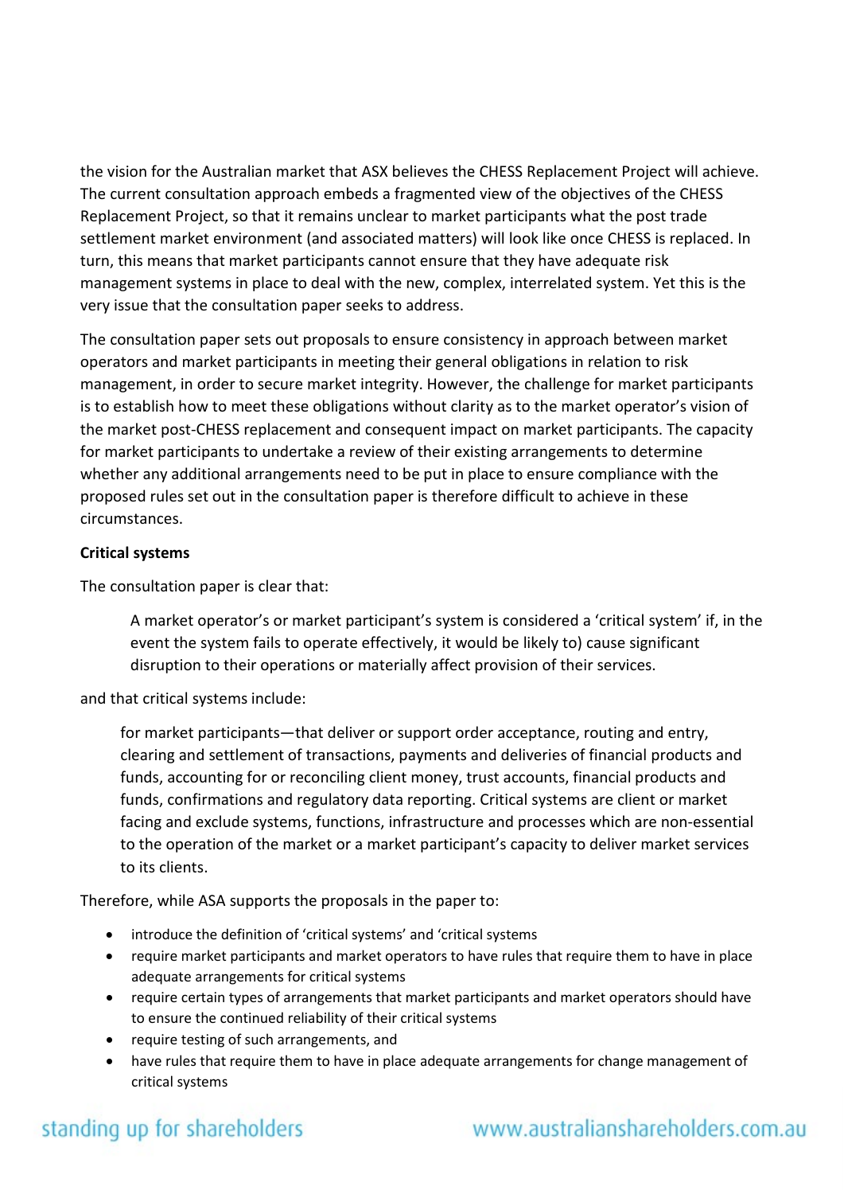the vision for the Australian market that ASX believes the CHESS Replacement Project will achieve. The current consultation approach embeds a fragmented view of the objectives of the CHESS Replacement Project, so that it remains unclear to market participants what the post trade settlement market environment (and associated matters) will look like once CHESS is replaced. In turn, this means that market participants cannot ensure that they have adequate risk management systems in place to deal with the new, complex, interrelated system. Yet this is the very issue that the consultation paper seeks to address.

The consultation paper sets out proposals to ensure consistency in approach between market operators and market participants in meeting their general obligations in relation to risk management, in order to secure market integrity. However, the challenge for market participants is to establish how to meet these obligations without clarity as to the market operator's vision of the market post-CHESS replacement and consequent impact on market participants. The capacity for market participants to undertake a review of their existing arrangements to determine whether any additional arrangements need to be put in place to ensure compliance with the proposed rules set out in the consultation paper is therefore difficult to achieve in these circumstances.

**Critical systems**

The consultation paper is clear that:

> A market operator's or market participant's system is considered a 'critical system' if, in the event the system fails to operate effectively, it would be likely to) cause significant disruption to their operations or materially affect provision of their services.

and that critical systems include:

> for market participants—that deliver or support order acceptance, routing and entry, clearing and settlement of transactions, payments and deliveries of financial products and funds, accounting for or reconciling client money, trust accounts, financial products and funds, confirmations and regulatory data reporting. Critical systems are client or market facing and exclude systems, functions, infrastructure and processes which are non-essential to the operation of the market or a market participant's capacity to deliver market services to its clients.

Therefore, while ASA supports the proposals in the paper to:

- introduce the definition of 'critical systems' and 'critical systems
- require market participants and market operators to have rules that require them to have in place adequate arrangements for critical systems
- require certain types of arrangements that market participants and market operators should have to ensure the continued reliability of their critical systems
- require testing of such arrangements, and
- have rules that require them to have in place adequate arrangements for change management of critical systems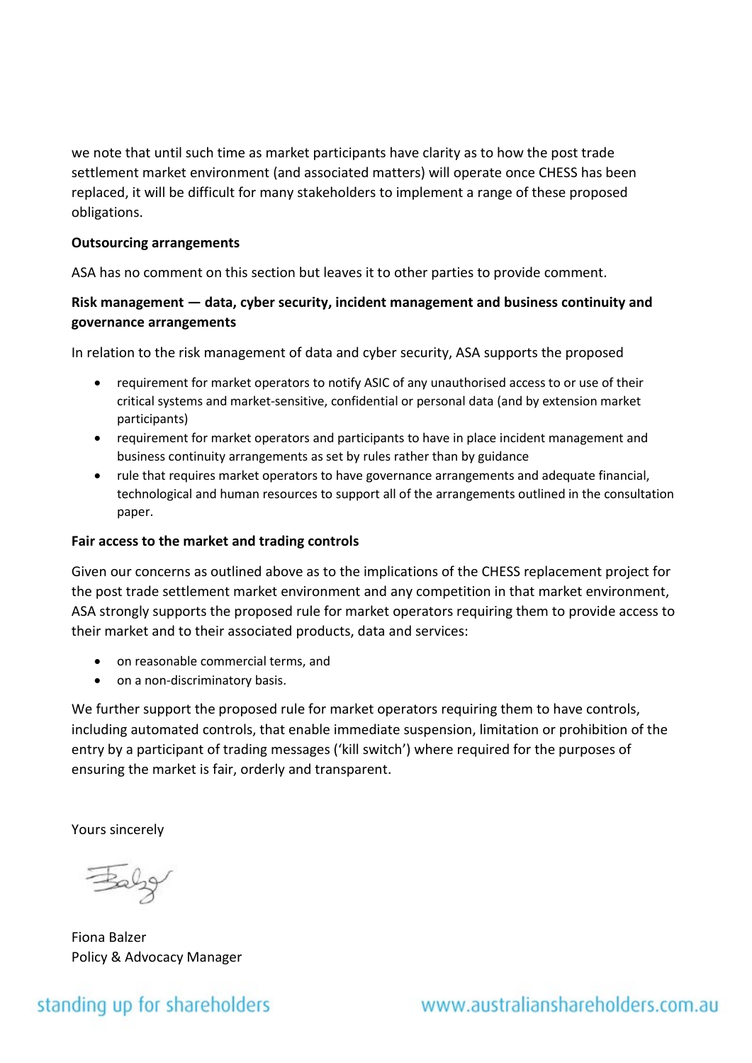we note that until such time as market participants have clarity as to how the post trade settlement market environment (and associated matters) will operate once CHESS has been replaced, it will be difficult for many stakeholders to implement a range of these proposed obligations.

**Outsourcing arrangements**

ASA has no comment on this section but leaves it to other parties to provide comment.

**Risk management — data, cyber security, incident management and business continuity and governance arrangements**

In relation to the risk management of data and cyber security, ASA supports the proposed

- requirement for market operators to notify ASIC of any unauthorised access to or use of their critical systems and market-sensitive, confidential or personal data (and by extension market participants)
- requirement for market operators and participants to have in place incident management and business continuity arrangements as set by rules rather than by guidance
- rule that requires market operators to have governance arrangements and adequate financial, technological and human resources to support all of the arrangements outlined in the consultation paper.

**Fair access to the market and trading controls**

Given our concerns as outlined above as to the implications of the CHESS replacement project for the post trade settlement market environment and any competition in that market environment, ASA strongly supports the proposed rule for market operators requiring them to provide access to their market and to their associated products, data and services:

- on reasonable commercial terms, and
- on a non-discriminatory basis.

We further support the proposed rule for market operators requiring them to have controls, including automated controls, that enable immediate suspension, limitation or prohibition of the entry by a participant of trading messages ('kill switch') where required for the purposes of ensuring the market is fair, orderly and transparent.

Yours sincerely

Fiona Balzer
Policy & Advocacy Manager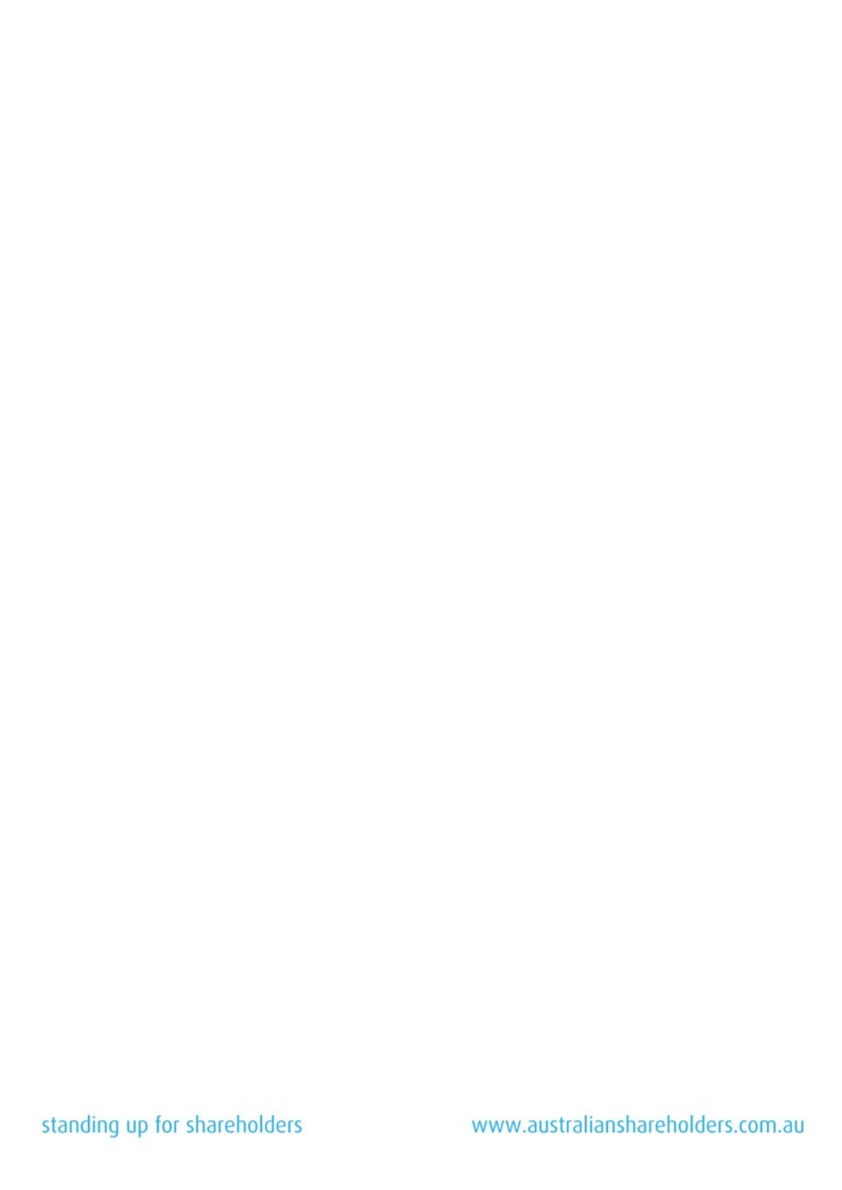standing up for shareholders

www.australianshareholders.com.au